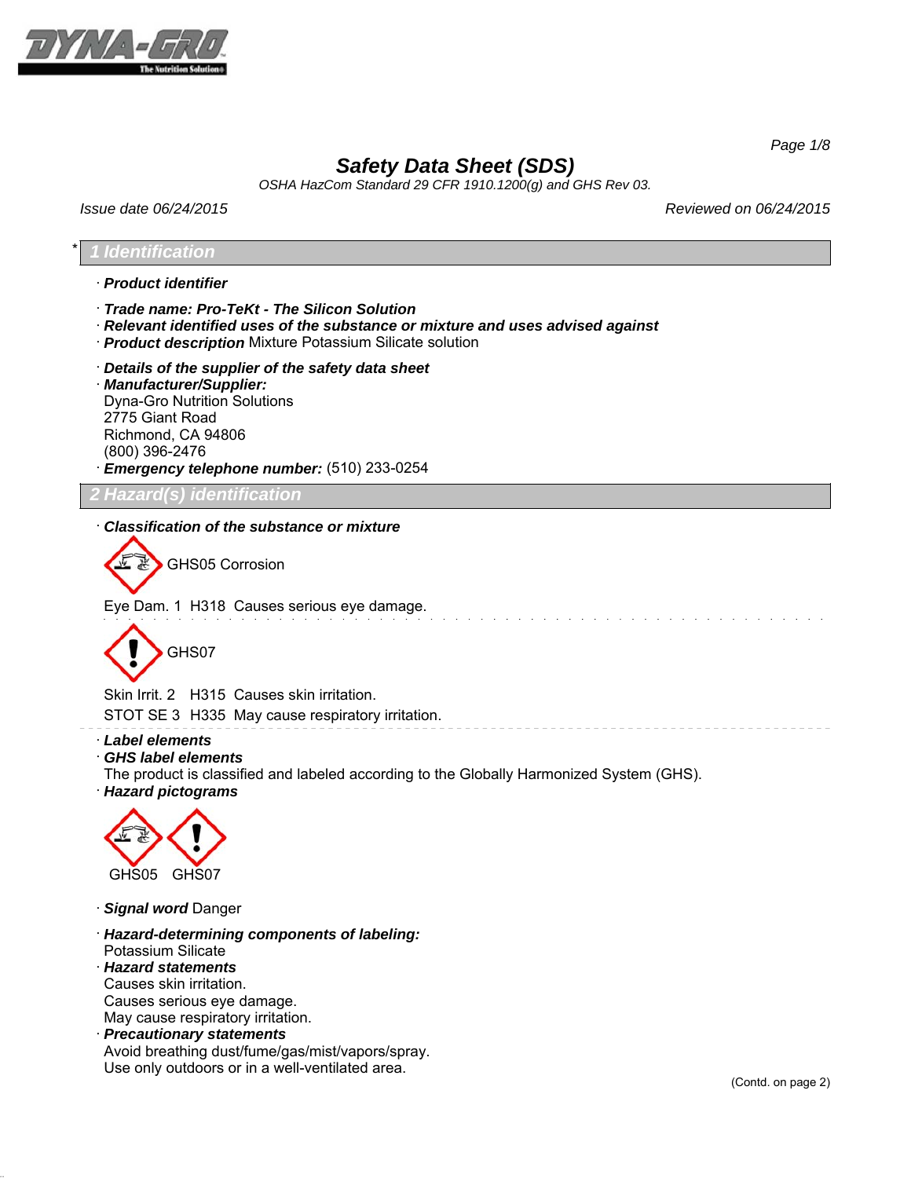# Safety Data Sheet (SDS)

*OSHA HazCom Standard 29 CFR 1910.1200(g) and GHS Rev 03.*

*Issue date 06/24/2015* *Reviewed on 06/24/2015*

## * 1 Identification

· **Product identifier**

· **Trade name: Pro-TeKt - The Silicon Solution**
· **Relevant identified uses of the substance or mixture and uses advised against**
· **Product description** Mixture Potassium Silicate solution

· **Details of the supplier of the safety data sheet**
· **Manufacturer/Supplier:**
Dyna-Gro Nutrition Solutions
2775 Giant Road
Richmond, CA 94806
(800) 396-2476
· **Emergency telephone number:** (510) 233-0254

## 2 Hazard(s) identification

· **Classification of the substance or mixture**

GHS05 Corrosion

Eye Dam. 1 H318 Causes serious eye damage.

GHS07

Skin Irrit. 2 H315 Causes skin irritation.
STOT SE 3 H335 May cause respiratory irritation.

· **Label elements**
· **GHS label elements**
The product is classified and labeled according to the Globally Harmonized System (GHS).
· **Hazard pictograms**

GHS05 GHS07

· **Signal word** Danger

· **Hazard-determining components of labeling:**
Potassium Silicate
· **Hazard statements**
Causes skin irritation.
Causes serious eye damage.
May cause respiratory irritation.
· **Precautionary statements**
Avoid breathing dust/fume/gas/mist/vapors/spray.
Use only outdoors or in a well-ventilated area.

(Contd. on page 2)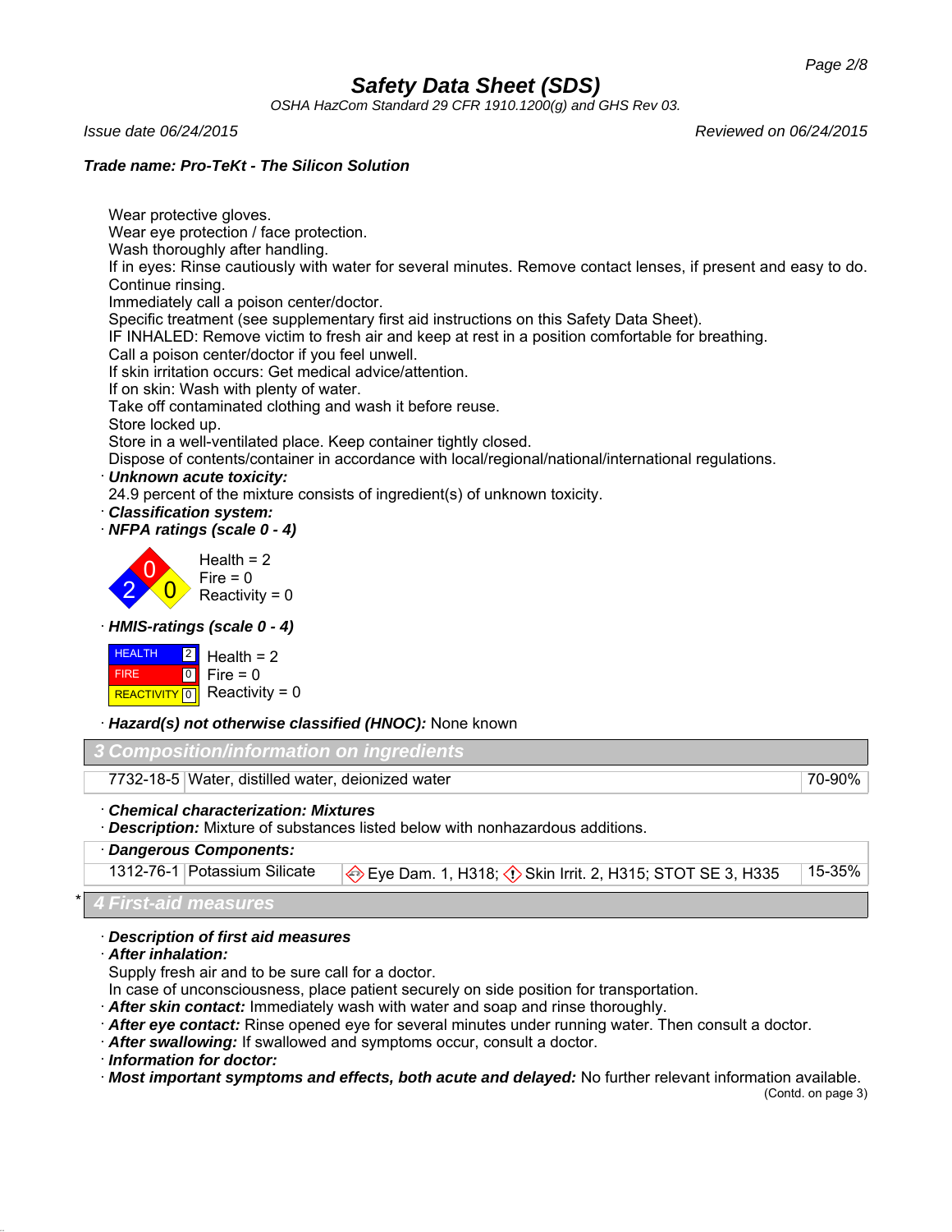**Trade name: Pro-TeKt - The Silicon Solution**

Wear protective gloves.
Wear eye protection / face protection.
Wash thoroughly after handling.
If in eyes: Rinse cautiously with water for several minutes. Remove contact lenses, if present and easy to do. Continue rinsing.
Immediately call a poison center/doctor.
Specific treatment (see supplementary first aid instructions on this Safety Data Sheet).
IF INHALED: Remove victim to fresh air and keep at rest in a position comfortable for breathing.
Call a poison center/doctor if you feel unwell.
If skin irritation occurs: Get medical advice/attention.
If on skin: Wash with plenty of water.
Take off contaminated clothing and wash it before reuse.
Store locked up.
Store in a well-ventilated place. Keep container tightly closed.
Dispose of contents/container in accordance with local/regional/national/international regulations.

· ***Unknown acute toxicity:***
24.9 percent of the mixture consists of ingredient(s) of unknown toxicity.

· ***Classification system:***

· ***NFPA ratings (scale 0 - 4)***

Health = 2
Fire = 0
Reactivity = 0

· ***HMIS-ratings (scale 0 - 4)***

| | |
|---|---|
| HEALTH 2 | Health = 2 |
| FIRE 0 | Fire = 0 |
| REACTIVITY 0 | Reactivity = 0 |

· ***Hazard(s) not otherwise classified (HNOC):*** None known

## 3 Composition/information on ingredients

| | | |
|---|---|---|
| 7732-18-5 | Water, distilled water, deionized water | 70-90% |

· ***Chemical characterization: Mixtures***

· ***Description:*** Mixture of substances listed below with nonhazardous additions.

· ***Dangerous Components:***

| | | | |
|---|---|---|---|
| 1312-76-1 | Potassium Silicate | Eye Dam. 1, H318; Skin Irrit. 2, H315; STOT SE 3, H335 | 15-35% |

## * 4 First-aid measures

· ***Description of first aid measures***

· ***After inhalation:***
Supply fresh air and to be sure call for a doctor.
In case of unconsciousness, place patient securely on side position for transportation.

· ***After skin contact:*** Immediately wash with water and soap and rinse thoroughly.

· ***After eye contact:*** Rinse opened eye for several minutes under running water. Then consult a doctor.

· ***After swallowing:*** If swallowed and symptoms occur, consult a doctor.

· ***Information for doctor:***

· ***Most important symptoms and effects, both acute and delayed:*** No further relevant information available.

(Contd. on page 3)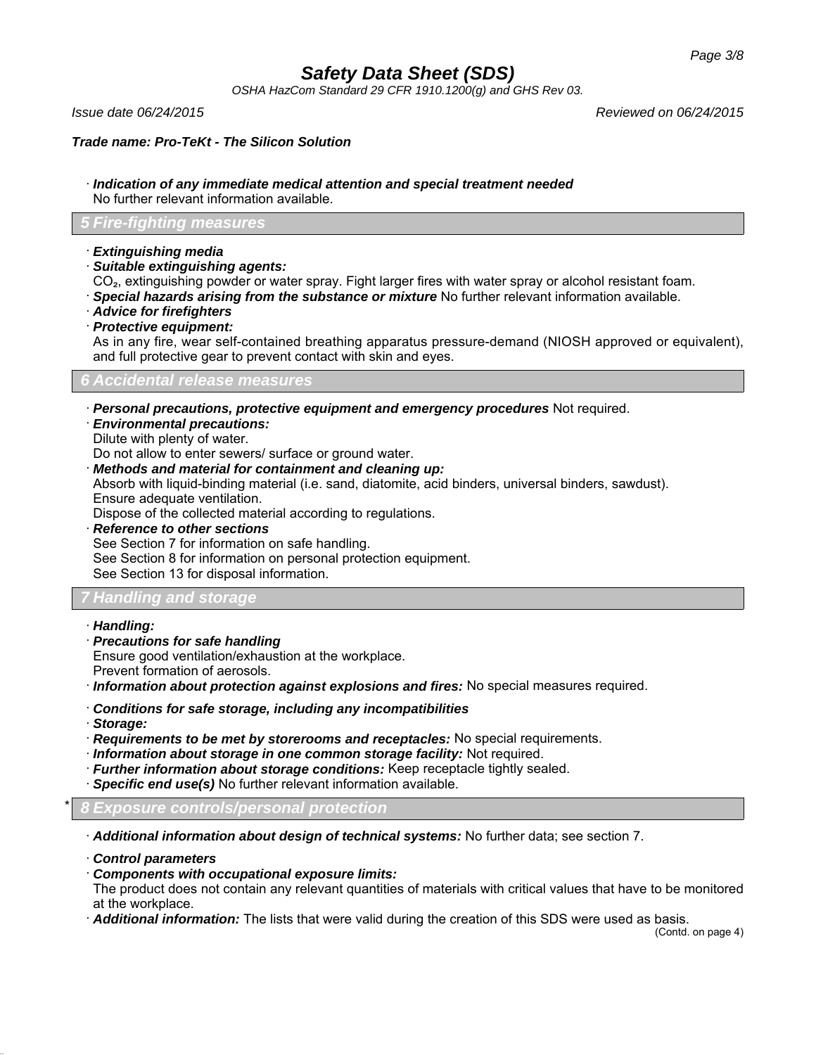· ***Indication of any immediate medical attention and special treatment needed***
No further relevant information available.

## 5 Fire-fighting measures

· ***Extinguishing media***
· ***Suitable extinguishing agents:***
$CO_2$, extinguishing powder or water spray. Fight larger fires with water spray or alcohol resistant foam.
· ***Special hazards arising from the substance or mixture*** No further relevant information available.
· ***Advice for firefighters***
· ***Protective equipment:***
As in any fire, wear self-contained breathing apparatus pressure-demand (NIOSH approved or equivalent), and full protective gear to prevent contact with skin and eyes.

## 6 Accidental release measures

· ***Personal precautions, protective equipment and emergency procedures*** Not required.
· ***Environmental precautions:***
Dilute with plenty of water.
Do not allow to enter sewers/ surface or ground water.
· ***Methods and material for containment and cleaning up:***
Absorb with liquid-binding material (i.e. sand, diatomite, acid binders, universal binders, sawdust).
Ensure adequate ventilation.
Dispose of the collected material according to regulations.
· ***Reference to other sections***
See Section 7 for information on safe handling.
See Section 8 for information on personal protection equipment.
See Section 13 for disposal information.

## 7 Handling and storage

· ***Handling:***
· ***Precautions for safe handling***
Ensure good ventilation/exhaustion at the workplace.
Prevent formation of aerosols.
· ***Information about protection against explosions and fires:*** No special measures required.

· ***Conditions for safe storage, including any incompatibilities***
· ***Storage:***
· ***Requirements to be met by storerooms and receptacles:*** No special requirements.
· ***Information about storage in one common storage facility:*** Not required.
· ***Further information about storage conditions:*** Keep receptacle tightly sealed.
· ***Specific end use(s)*** No further relevant information available.

## * 8 Exposure controls/personal protection

· ***Additional information about design of technical systems:*** No further data; see section 7.

· ***Control parameters***
· ***Components with occupational exposure limits:***
The product does not contain any relevant quantities of materials with critical values that have to be monitored at the workplace.
· ***Additional information:*** The lists that were valid during the creation of this SDS were used as basis.

(Contd. on page 4)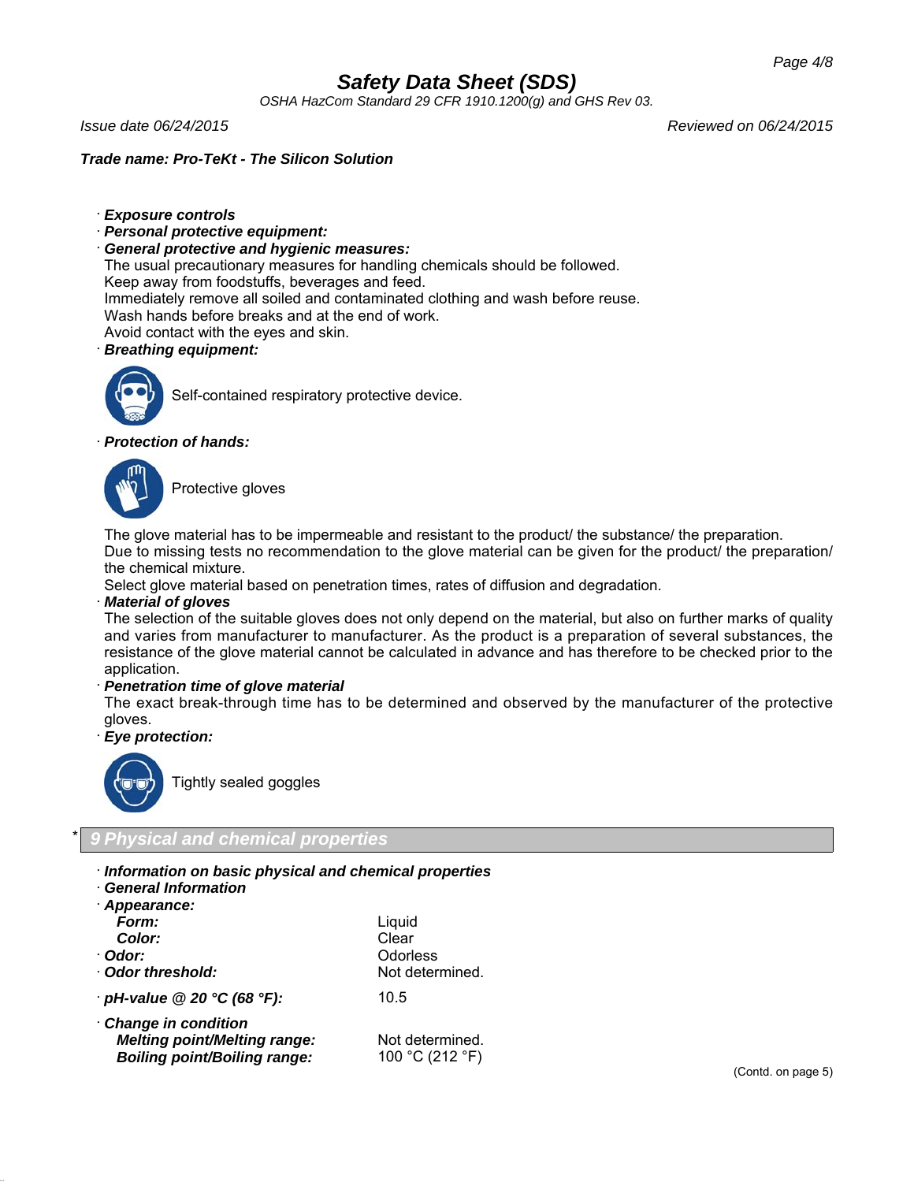**Trade name: Pro-TeKt - The Silicon Solution**

· ***Exposure controls***
· ***Personal protective equipment:***
· ***General protective and hygienic measures:***
The usual precautionary measures for handling chemicals should be followed.
Keep away from foodstuffs, beverages and feed.
Immediately remove all soiled and contaminated clothing and wash before reuse.
Wash hands before breaks and at the end of work.
Avoid contact with the eyes and skin.
· ***Breathing equipment:***

Self-contained respiratory protective device.

· ***Protection of hands:***

Protective gloves

The glove material has to be impermeable and resistant to the product/ the substance/ the preparation.
Due to missing tests no recommendation to the glove material can be given for the product/ the preparation/ the chemical mixture.
Select glove material based on penetration times, rates of diffusion and degradation.
· ***Material of gloves***
The selection of the suitable gloves does not only depend on the material, but also on further marks of quality and varies from manufacturer to manufacturer. As the product is a preparation of several substances, the resistance of the glove material cannot be calculated in advance and has therefore to be checked prior to the application.
· ***Penetration time of glove material***
The exact break-through time has to be determined and observed by the manufacturer of the protective gloves.
· ***Eye protection:***

Tightly sealed goggles

## * 9 Physical and chemical properties

· ***Information on basic physical and chemical properties***
· ***General Information***
· ***Appearance:***

| | |
|---|---|
| ***Form:*** | Liquid |
| ***Color:*** | Clear |
| · ***Odor:*** | Odorless |
| · ***Odor threshold:*** | Not determined. |
| · ***pH-value @ 20 °C (68 °F):*** | 10.5 |
| · ***Change in condition*** | |
| ***Melting point/Melting range:*** | Not determined. |
| ***Boiling point/Boiling range:*** | 100 °C (212 °F) |

(Contd. on page 5)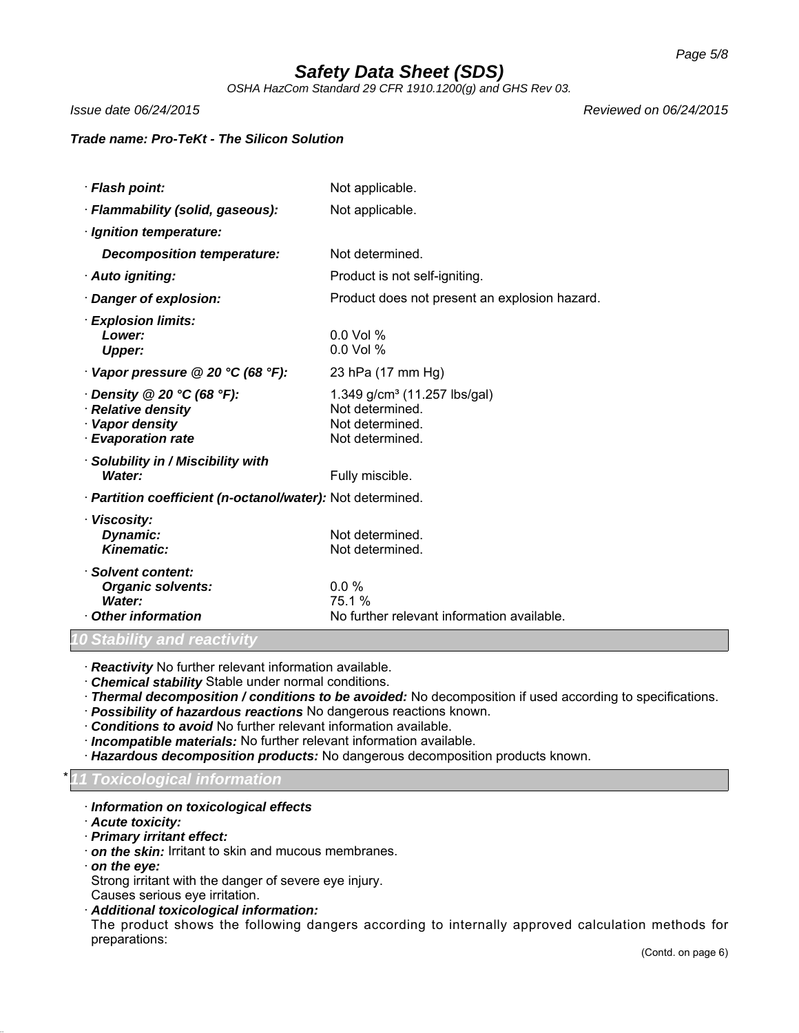# Safety Data Sheet (SDS)

OSHA HazCom Standard 29 CFR 1910.1200(g) and GHS Rev 03.

*Issue date 06/24/2015* *Reviewed on 06/24/2015*

***Trade name: Pro-TeKt - The Silicon Solution***

| | |
|---|---|
| · ***Flash point:*** | Not applicable. |
| · ***Flammability (solid, gaseous):*** | Not applicable. |
| · ***Ignition temperature:*** | |
| ***Decomposition temperature:*** | Not determined. |
| · ***Auto igniting:*** | Product is not self-igniting. |
| · ***Danger of explosion:*** | Product does not present an explosion hazard. |
| · ***Explosion limits:*** | |
| ***Lower:*** | 0.0 Vol % |
| ***Upper:*** | 0.0 Vol % |
| · ***Vapor pressure @ 20 °C (68 °F):*** | 23 hPa (17 mm Hg) |
| · ***Density @ 20 °C (68 °F):*** | 1.349 g/cm³ (11.257 lbs/gal) |
| · ***Relative density*** | Not determined. |
| · ***Vapor density*** | Not determined. |
| · ***Evaporation rate*** | Not determined. |
| · ***Solubility in / Miscibility with*** | |
| ***Water:*** | Fully miscible. |
| · ***Partition coefficient (n-octanol/water):*** | Not determined. |
| · ***Viscosity:*** | |
| ***Dynamic:*** | Not determined. |
| ***Kinematic:*** | Not determined. |
| · ***Solvent content:*** | |
| ***Organic solvents:*** | 0.0 % |
| ***Water:*** | 75.1 % |
| · ***Other information*** | No further relevant information available. |

## 10 Stability and reactivity

· ***Reactivity*** No further relevant information available.
· ***Chemical stability*** Stable under normal conditions.
· ***Thermal decomposition / conditions to be avoided:*** No decomposition if used according to specifications.
· ***Possibility of hazardous reactions*** No dangerous reactions known.
· ***Conditions to avoid*** No further relevant information available.
· ***Incompatible materials:*** No further relevant information available.
· ***Hazardous decomposition products:*** No dangerous decomposition products known.

## * 11 Toxicological information

· ***Information on toxicological effects***
· ***Acute toxicity:***
· ***Primary irritant effect:***
· ***on the skin:*** Irritant to skin and mucous membranes.
· ***on the eye:***
Strong irritant with the danger of severe eye injury.
Causes serious eye irritation.
· ***Additional toxicological information:***
The product shows the following dangers according to internally approved calculation methods for preparations:

(Contd. on page 6)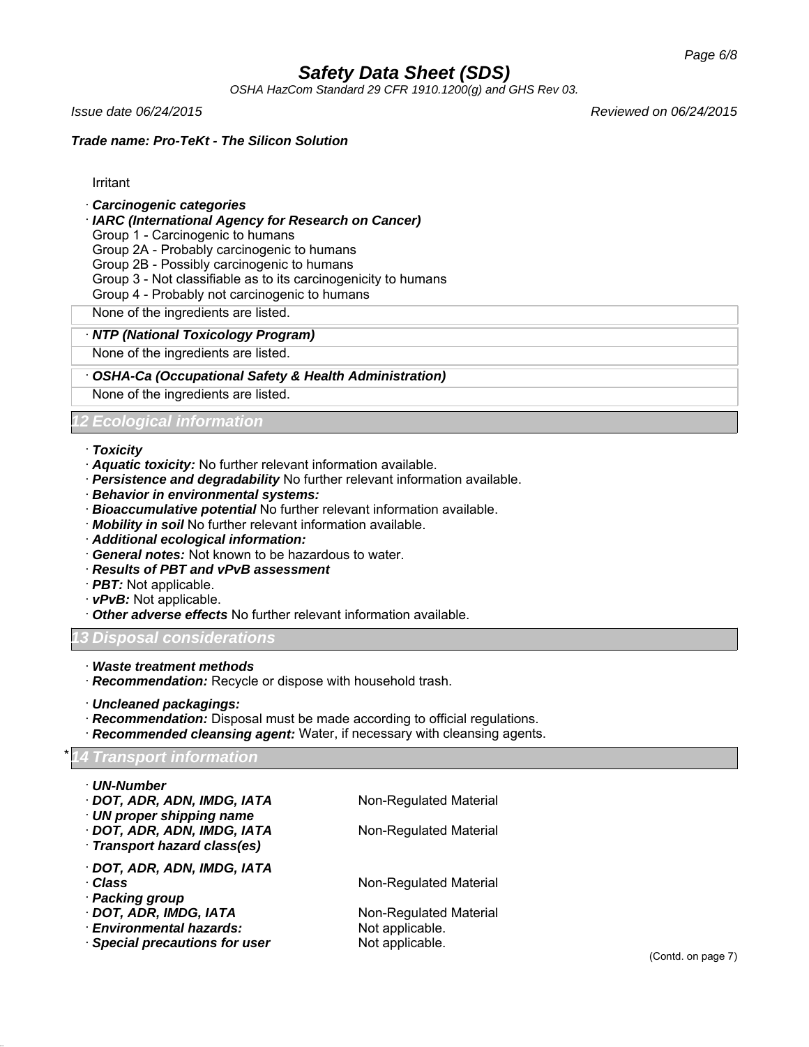Irritant

· ***Carcinogenic categories***

· ***IARC (International Agency for Research on Cancer)***

Group 1 - Carcinogenic to humans
Group 2A - Probably carcinogenic to humans
Group 2B - Possibly carcinogenic to humans
Group 3 - Not classifiable as to its carcinogenicity to humans
Group 4 - Probably not carcinogenic to humans

None of the ingredients are listed.

· ***NTP (National Toxicology Program)***

None of the ingredients are listed.

· ***OSHA-Ca (Occupational Safety & Health Administration)***

None of the ingredients are listed.

## 12 Ecological information

· ***Toxicity***
· ***Aquatic toxicity:*** No further relevant information available.
· ***Persistence and degradability*** No further relevant information available.
· ***Behavior in environmental systems:***
· ***Bioaccumulative potential*** No further relevant information available.
· ***Mobility in soil*** No further relevant information available.
· ***Additional ecological information:***
· ***General notes:*** Not known to be hazardous to water.
· ***Results of PBT and vPvB assessment***
· ***PBT:*** Not applicable.
· ***vPvB:*** Not applicable.
· ***Other adverse effects*** No further relevant information available.

## 13 Disposal considerations

· ***Waste treatment methods***
· ***Recommendation:*** Recycle or dispose with household trash.

· ***Uncleaned packagings:***
· ***Recommendation:*** Disposal must be made according to official regulations.
· ***Recommended cleansing agent:*** Water, if necessary with cleansing agents.

## * 14 Transport information

· ***UN-Number***
· ***DOT, ADR, ADN, IMDG, IATA*** Non-Regulated Material
· ***UN proper shipping name***
· ***DOT, ADR, ADN, IMDG, IATA*** Non-Regulated Material
· ***Transport hazard class(es)***

· ***DOT, ADR, ADN, IMDG, IATA***
· ***Class*** Non-Regulated Material
· ***Packing group***
· ***DOT, ADR, IMDG, IATA*** Non-Regulated Material
· ***Environmental hazards:*** Not applicable.
· ***Special precautions for user*** Not applicable.

(Contd. on page 7)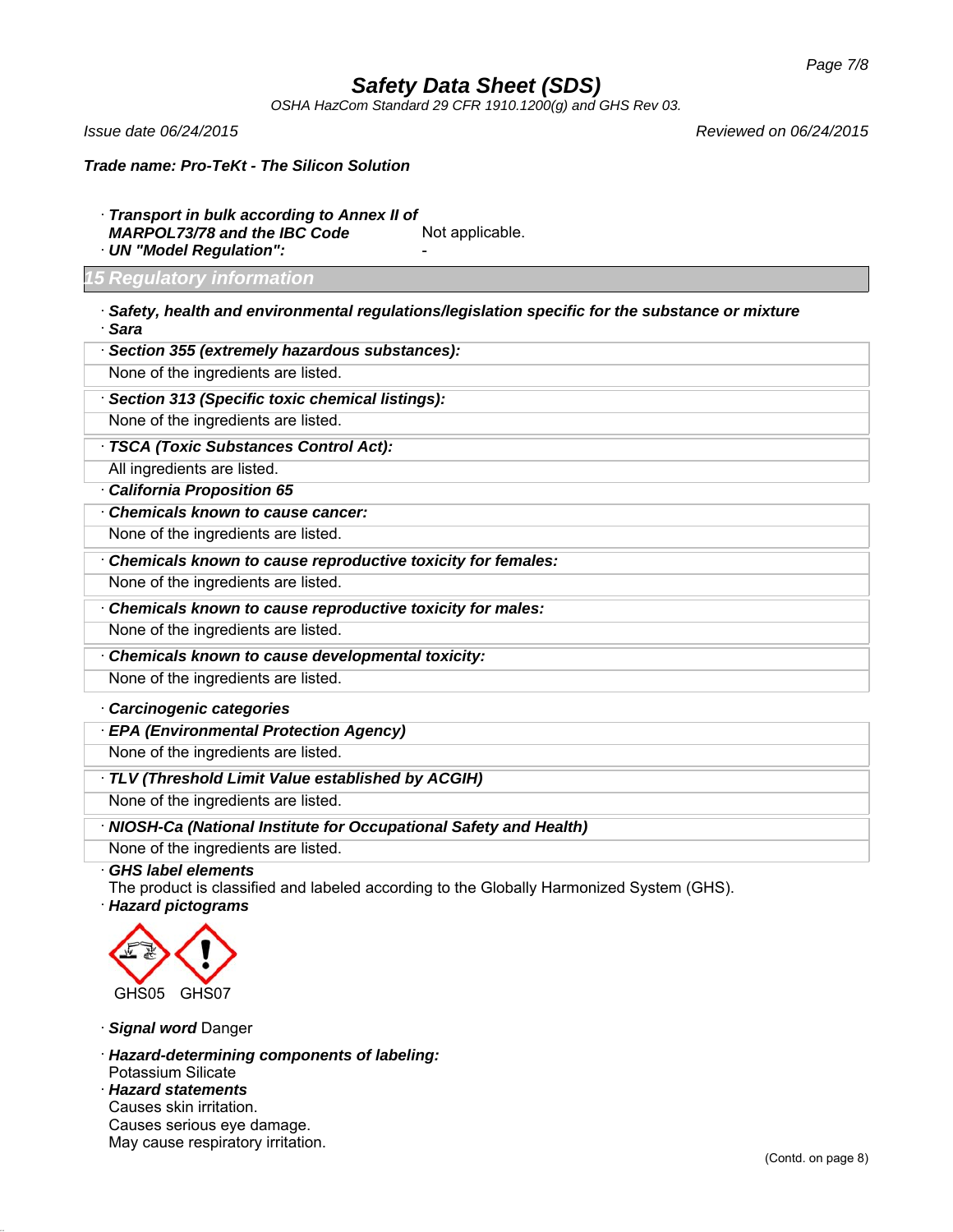**Trade name: Pro-TeKt - The Silicon Solution**

· ***Transport in bulk according to Annex II of MARPOL73/78 and the IBC Code*** Not applicable.

· ***UN "Model Regulation":*** -

## 15 Regulatory information

· ***Safety, health and environmental regulations/legislation specific for the substance or mixture***

· ***Sara***

· ***Section 355 (extremely hazardous substances):***

None of the ingredients are listed.

· ***Section 313 (Specific toxic chemical listings):***

None of the ingredients are listed.

· ***TSCA (Toxic Substances Control Act):***

All ingredients are listed.

· ***California Proposition 65***

· ***Chemicals known to cause cancer:***

None of the ingredients are listed.

· ***Chemicals known to cause reproductive toxicity for females:***

None of the ingredients are listed.

· ***Chemicals known to cause reproductive toxicity for males:***

None of the ingredients are listed.

· ***Chemicals known to cause developmental toxicity:***

None of the ingredients are listed.

· ***Carcinogenic categories***

· ***EPA (Environmental Protection Agency)***

None of the ingredients are listed.

· ***TLV (Threshold Limit Value established by ACGIH)***

None of the ingredients are listed.

· ***NIOSH-Ca (National Institute for Occupational Safety and Health)***

None of the ingredients are listed.

· ***GHS label elements***

The product is classified and labeled according to the Globally Harmonized System (GHS).

· ***Hazard pictograms***

GHS05 GHS07

· ***Signal word*** Danger

· ***Hazard-determining components of labeling:***

Potassium Silicate

· ***Hazard statements***

Causes skin irritation.

Causes serious eye damage.

May cause respiratory irritation.

(Contd. on page 8)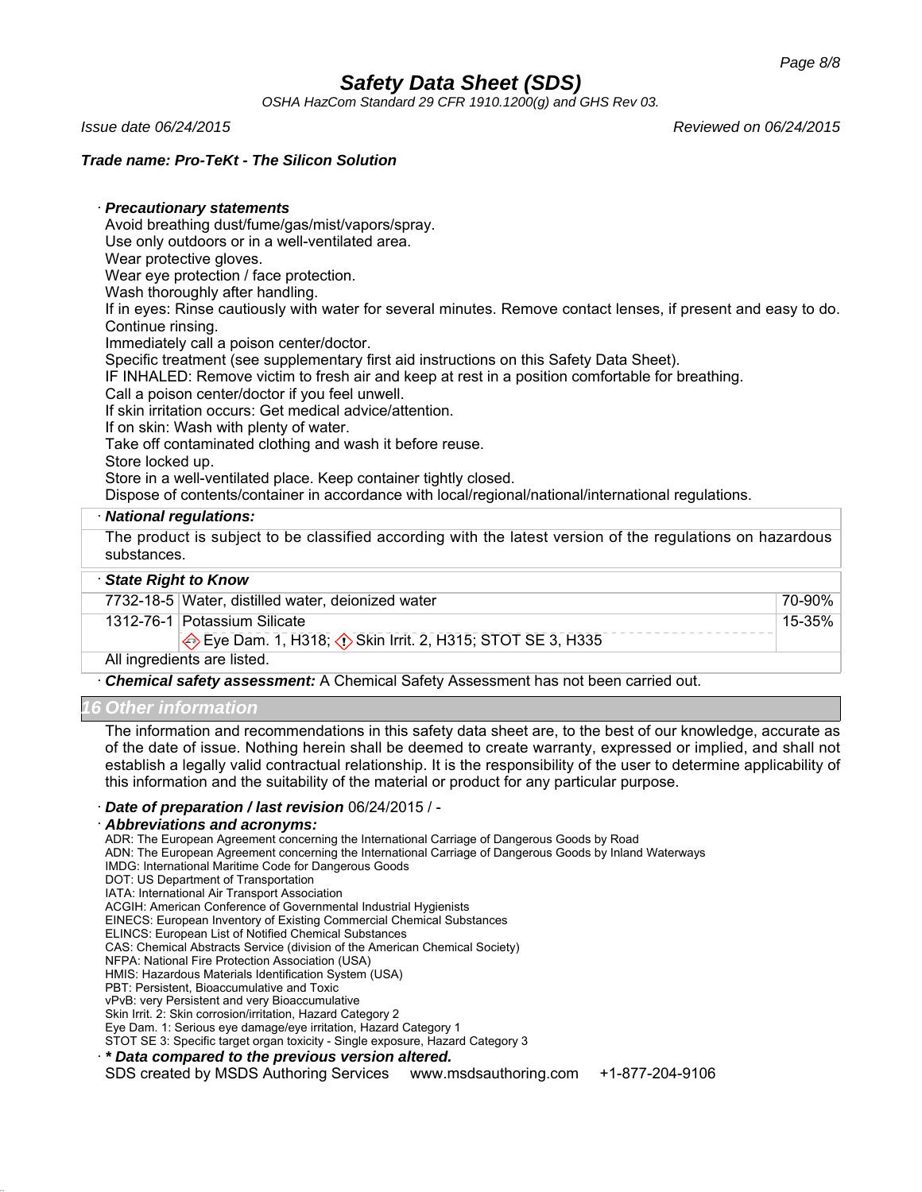· **Precautionary statements**

Avoid breathing dust/fume/gas/mist/vapors/spray.
Use only outdoors or in a well-ventilated area.
Wear protective gloves.
Wear eye protection / face protection.
Wash thoroughly after handling.
If in eyes: Rinse cautiously with water for several minutes. Remove contact lenses, if present and easy to do. Continue rinsing.
Immediately call a poison center/doctor.
Specific treatment (see supplementary first aid instructions on this Safety Data Sheet).
IF INHALED: Remove victim to fresh air and keep at rest in a position comfortable for breathing.
Call a poison center/doctor if you feel unwell.
If skin irritation occurs: Get medical advice/attention.
If on skin: Wash with plenty of water.
Take off contaminated clothing and wash it before reuse.
Store locked up.
Store in a well-ventilated place. Keep container tightly closed.
Dispose of contents/container in accordance with local/regional/national/international regulations.

· **National regulations:**

The product is subject to be classified according with the latest version of the regulations on hazardous substances.

· **State Right to Know**

| | | |
|---|---|---|
| 7732-18-5 | Water, distilled water, deionized water | 70-90% |
| 1312-76-1 | Potassium Silicate<br>Eye Dam. 1, H318; Skin Irrit. 2, H315; STOT SE 3, H335 | 15-35% |

All ingredients are listed.

· **Chemical safety assessment:** A Chemical Safety Assessment has not been carried out.

## 16 Other information

The information and recommendations in this safety data sheet are, to the best of our knowledge, accurate as of the date of issue. Nothing herein shall be deemed to create warranty, expressed or implied, and shall not establish a legally valid contractual relationship. It is the responsibility of the user to determine applicability of this information and the suitability of the material or product for any particular purpose.

· **Date of preparation / last revision** 06/24/2015 / -

· **Abbreviations and acronyms:**

ADR: The European Agreement concerning the International Carriage of Dangerous Goods by Road
ADN: The European Agreement concerning the International Carriage of Dangerous Goods by Inland Waterways
IMDG: International Maritime Code for Dangerous Goods
DOT: US Department of Transportation
IATA: International Air Transport Association
ACGIH: American Conference of Governmental Industrial Hygienists
EINECS: European Inventory of Existing Commercial Chemical Substances
ELINCS: European List of Notified Chemical Substances
CAS: Chemical Abstracts Service (division of the American Chemical Society)
NFPA: National Fire Protection Association (USA)
HMIS: Hazardous Materials Identification System (USA)
PBT: Persistent, Bioaccumulative and Toxic
vPvB: very Persistent and very Bioaccumulative
Skin Irrit. 2: Skin corrosion/irritation, Hazard Category 2
Eye Dam. 1: Serious eye damage/eye irritation, Hazard Category 1
STOT SE 3: Specific target organ toxicity - Single exposure, Hazard Category 3

· ***\* Data compared to the previous version altered.***

SDS created by MSDS Authoring Services www.msdsauthoring.com +1-877-204-9106